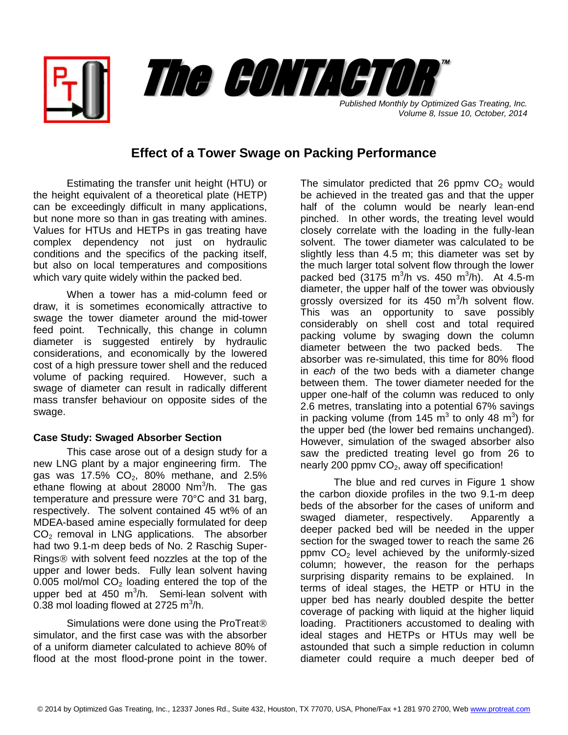# The CONTACTOR™

*Published Monthly by Optimized Gas Treating, Inc.*
*Volume 8, Issue 10, October, 2014*

## Effect of a Tower Swage on Packing Performance

Estimating the transfer unit height (HTU) or the height equivalent of a theoretical plate (HETP) can be exceedingly difficult in many applications, but none more so than in gas treating with amines. Values for HTUs and HETPs in gas treating have complex dependency not just on hydraulic conditions and the specifics of the packing itself, but also on local temperatures and compositions which vary quite widely within the packed bed.

When a tower has a mid-column feed or draw, it is sometimes economically attractive to swage the tower diameter around the mid-tower feed point. Technically, this change in column diameter is suggested entirely by hydraulic considerations, and economically by the lowered cost of a high pressure tower shell and the reduced volume of packing required. However, such a swage of diameter can result in radically different mass transfer behaviour on opposite sides of the swage.

### Case Study: Swaged Absorber Section

This case arose out of a design study for a new LNG plant by a major engineering firm. The gas was 17.5% $CO_2$, 80% methane, and 2.5% ethane flowing at about 28000 $Nm^3/h$. The gas temperature and pressure were 70°C and 31 barg, respectively. The solvent contained 45 wt% of an MDEA-based amine especially formulated for deep $CO_2$ removal in LNG applications. The absorber had two 9.1-m deep beds of No. 2 Raschig Super-Rings® with solvent feed nozzles at the top of the upper and lower beds. Fully lean solvent having 0.005 mol/mol $CO_2$ loading entered the top of the upper bed at 450 $m^3/h$. Semi-lean solvent with 0.38 mol loading flowed at 2725 $m^3/h$.

Simulations were done using the ProTreat® simulator, and the first case was with the absorber of a uniform diameter calculated to achieve 80% of flood at the most flood-prone point in the tower. The simulator predicted that 26 ppmv $CO_2$ would be achieved in the treated gas and that the upper half of the column would be nearly lean-end pinched. In other words, the treating level would closely correlate with the loading in the fully-lean solvent. The tower diameter was calculated to be slightly less than 4.5 m; this diameter was set by the much larger total solvent flow through the lower packed bed (3175 $m^3/h$ vs. 450 $m^3/h$). At 4.5-m diameter, the upper half of the tower was obviously grossly oversized for its 450 $m^3/h$ solvent flow. This was an opportunity to save possibly considerably on shell cost and total required packing volume by swaging down the column diameter between the two packed beds. The absorber was re-simulated, this time for 80% flood in *each* of the two beds with a diameter change between them. The tower diameter needed for the upper one-half of the column was reduced to only 2.6 metres, translating into a potential 67% savings in packing volume (from 145 $m^3$ to only 48 $m^3$) for the upper bed (the lower bed remains unchanged). However, simulation of the swaged absorber also saw the predicted treating level go from 26 to nearly 200 ppmv $CO_2$, away off specification!

The blue and red curves in Figure 1 show the carbon dioxide profiles in the two 9.1-m deep beds of the absorber for the cases of uniform and swaged diameter, respectively. Apparently a deeper packed bed will be needed in the upper section for the swaged tower to reach the same 26 ppmv $CO_2$ level achieved by the uniformly-sized column; however, the reason for the perhaps surprising disparity remains to be explained. In terms of ideal stages, the HETP or HTU in the upper bed has nearly doubled despite the better coverage of packing with liquid at the higher liquid loading. Practitioners accustomed to dealing with ideal stages and HETPs or HTUs may well be astounded that such a simple reduction in column diameter could require a much deeper bed of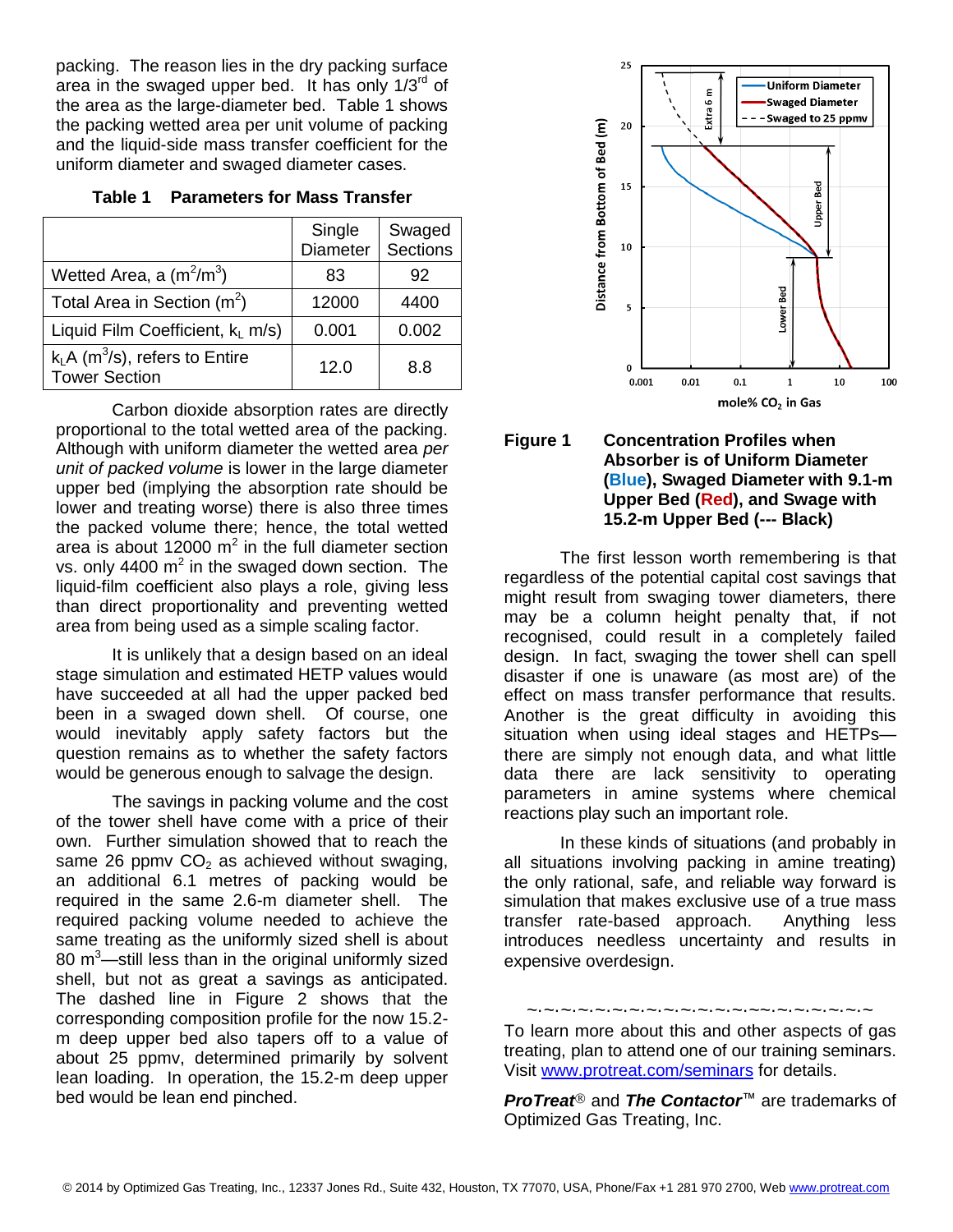packing. The reason lies in the dry packing surface area in the swaged upper bed. It has only 1/3rd of the area as the large-diameter bed. Table 1 shows the packing wetted area per unit volume of packing and the liquid-side mass transfer coefficient for the uniform diameter and swaged diameter cases.

**Table 1 Parameters for Mass Transfer**

| | Single Diameter | Swaged Sections |
|---|---|---|
| Wetted Area, a ($m^2/m^3$) | 83 | 92 |
| Total Area in Section ($m^2$) | 12000 | 4400 |
| Liquid Film Coefficient, $k_L$ m/s) | 0.001 | 0.002 |
| $k_L A$ ($m^3$/s), refers to Entire Tower Section | 12.0 | 8.8 |

Carbon dioxide absorption rates are directly proportional to the total wetted area of the packing. Although with uniform diameter the wetted area *per unit of packed volume* is lower in the large diameter upper bed (implying the absorption rate should be lower and treating worse) there is also three times the packed volume there; hence, the total wetted area is about 12000 $m^2$ in the full diameter section vs. only 4400 $m^2$ in the swaged down section. The liquid-film coefficient also plays a role, giving less than direct proportionality and preventing wetted area from being used as a simple scaling factor.

It is unlikely that a design based on an ideal stage simulation and estimated HETP values would have succeeded at all had the upper packed bed been in a swaged down shell. Of course, one would inevitably apply safety factors but the question remains as to whether the safety factors would be generous enough to salvage the design.

The savings in packing volume and the cost of the tower shell have come with a price of their own. Further simulation showed that to reach the same 26 ppmv $CO_2$ as achieved without swaging, an additional 6.1 metres of packing would be required in the same 2.6-m diameter shell. The required packing volume needed to achieve the same treating as the uniformly sized shell is about 80 $m^3$—still less than in the original uniformly sized shell, but not as great a savings as anticipated. The dashed line in Figure 2 shows that the corresponding composition profile for the now 15.2-m deep upper bed also tapers off to a value of about 25 ppmv, determined primarily by solvent lean loading. In operation, the 15.2-m deep upper bed would be lean end pinched.

Distance from Bottom of Bed (m)
25
20
15
10
5
0
0.001
0.01
0.1
1
10
100
mole% $CO_2$ in Gas
Uniform Diameter
Swaged Diameter
Swaged to 25 ppmv
Extra 6 m
Upper Bed
Lower Bed

**Figure 1 Concentration Profiles when Absorber is of Uniform Diameter (Blue), Swaged Diameter with 9.1-m Upper Bed (Red), and Swage with 15.2-m Upper Bed (--- Black)**

The first lesson worth remembering is that regardless of the potential capital cost savings that might result from swaging tower diameters, there may be a column height penalty that, if not recognised, could result in a completely failed design. In fact, swaging the tower shell can spell disaster if one is unaware (as most are) of the effect on mass transfer performance that results. Another is the great difficulty in avoiding this situation when using ideal stages and HETPs—there are simply not enough data, and what little data there are lack sensitivity to operating parameters in amine systems where chemical reactions play such an important role.

In these kinds of situations (and probably in all situations involving packing in amine treating) the only rational, safe, and reliable way forward is simulation that makes exclusive use of a true mass transfer rate-based approach. Anything less introduces needless uncertainty and results in expensive overdesign.

~.~.~.~.~.~.~.~.~.~.~.~.~.~.~.~~.~.~.~.~.~.~.~

To learn more about this and other aspects of gas treating, plan to attend one of our training seminars. Visit www.protreat.com/seminars for details.

***ProTreat***® and ***The Contactor***™ are trademarks of Optimized Gas Treating, Inc.

© 2014 by Optimized Gas Treating, Inc., 12337 Jones Rd., Suite 432, Houston, TX 77070, USA, Phone/Fax +1 281 970 2700, Web www.protreat.com